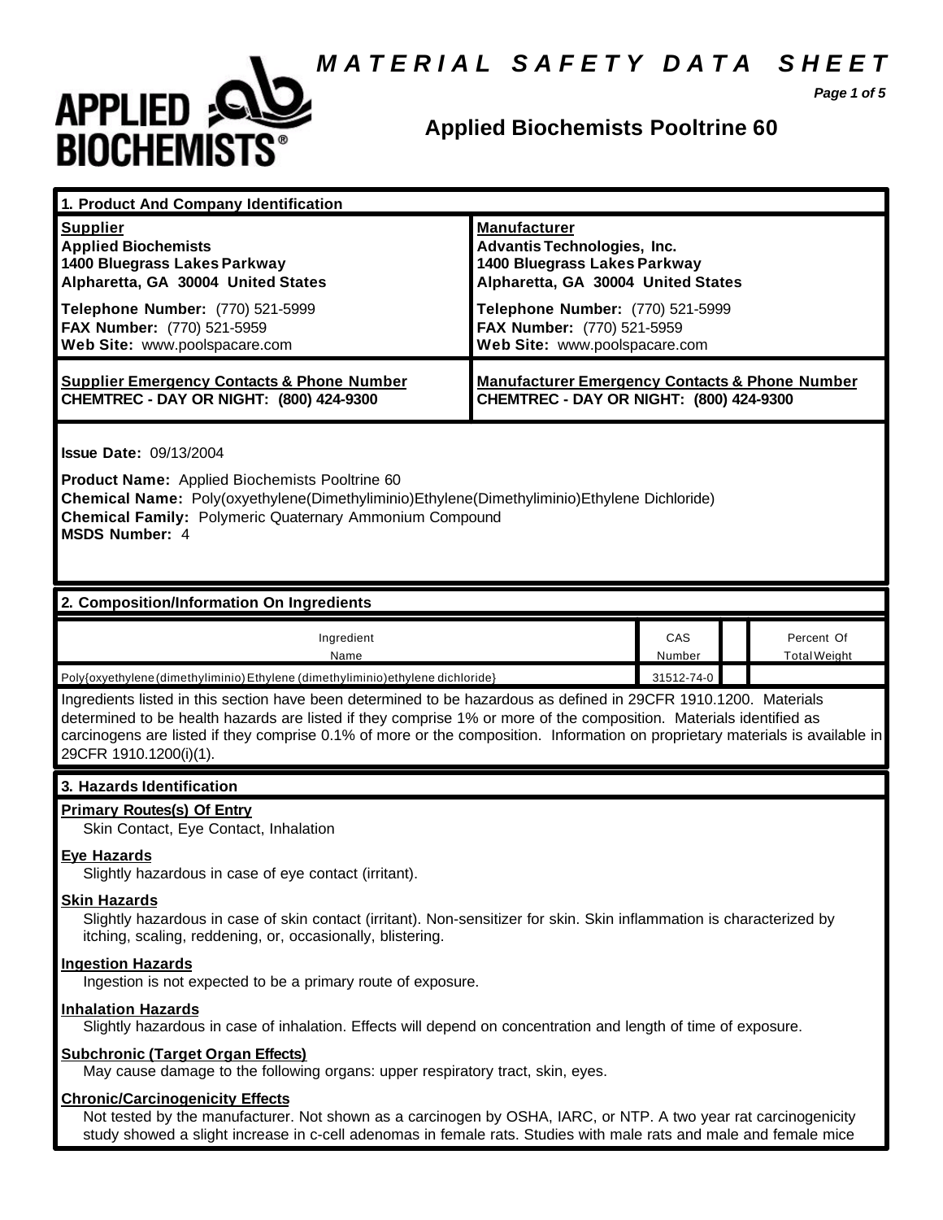# MATERIAL SAFETY DATA SHEET

## Applied Biochemists Pooltrine 60

### 1. Product And Company Identification

| **Supplier** | **Manufacturer** |
|---|---|
| **Applied Biochemists**<br>**1400 Bluegrass Lakes Parkway**<br>**Alpharetta, GA 30004 United States** | **Advantis Technologies, Inc.**<br>**1400 Bluegrass Lakes Parkway**<br>**Alpharetta, GA 30004 United States** |
| **Telephone Number:** (770) 521-5999<br>**FAX Number:** (770) 521-5959<br>**Web Site:** www.poolspacare.com | **Telephone Number:** (770) 521-5999<br>**FAX Number:** (770) 521-5959<br>**Web Site:** www.poolspacare.com |
| **Supplier Emergency Contacts & Phone Number**<br>**CHEMTREC - DAY OR NIGHT: (800) 424-9300** | **Manufacturer Emergency Contacts & Phone Number**<br>**CHEMTREC - DAY OR NIGHT: (800) 424-9300** |

**Issue Date:** 09/13/2004

**Product Name:** Applied Biochemists Pooltrine 60
**Chemical Name:** Poly(oxyethylene(Dimethyliminio)Ethylene(Dimethyliminio)Ethylene Dichloride)
**Chemical Family:** Polymeric Quaternary Ammonium Compound
**MSDS Number:** 4

### 2. Composition/Information On Ingredients

| Ingredient Name | CAS Number | | Percent Of Total Weight |
|---|---|---|---|
| Poly{oxyethylene(dimethyliminio)Ethylene (dimethyliminio)ethylene dichloride} | 31512-74-0 | | |

Ingredients listed in this section have been determined to be hazardous as defined in 29CFR 1910.1200. Materials determined to be health hazards are listed if they comprise 1% or more of the composition. Materials identified as carcinogens are listed if they comprise 0.1% of more or the composition. Information on proprietary materials is available in 29CFR 1910.1200(i)(1).

### 3. Hazards Identification

**Primary Routes(s) Of Entry**
Skin Contact, Eye Contact, Inhalation

**Eye Hazards**
Slightly hazardous in case of eye contact (irritant).

**Skin Hazards**
Slightly hazardous in case of skin contact (irritant). Non-sensitizer for skin. Skin inflammation is characterized by itching, scaling, reddening, or, occasionally, blistering.

**Ingestion Hazards**
Ingestion is not expected to be a primary route of exposure.

**Inhalation Hazards**
Slightly hazardous in case of inhalation. Effects will depend on concentration and length of time of exposure.

**Subchronic (Target Organ Effects)**
May cause damage to the following organs: upper respiratory tract, skin, eyes.

**Chronic/Carcinogenicity Effects**
Not tested by the manufacturer. Not shown as a carcinogen by OSHA, IARC, or NTP. A two year rat carcinogenicity study showed a slight increase in c-cell adenomas in female rats. Studies with male rats and male and female mice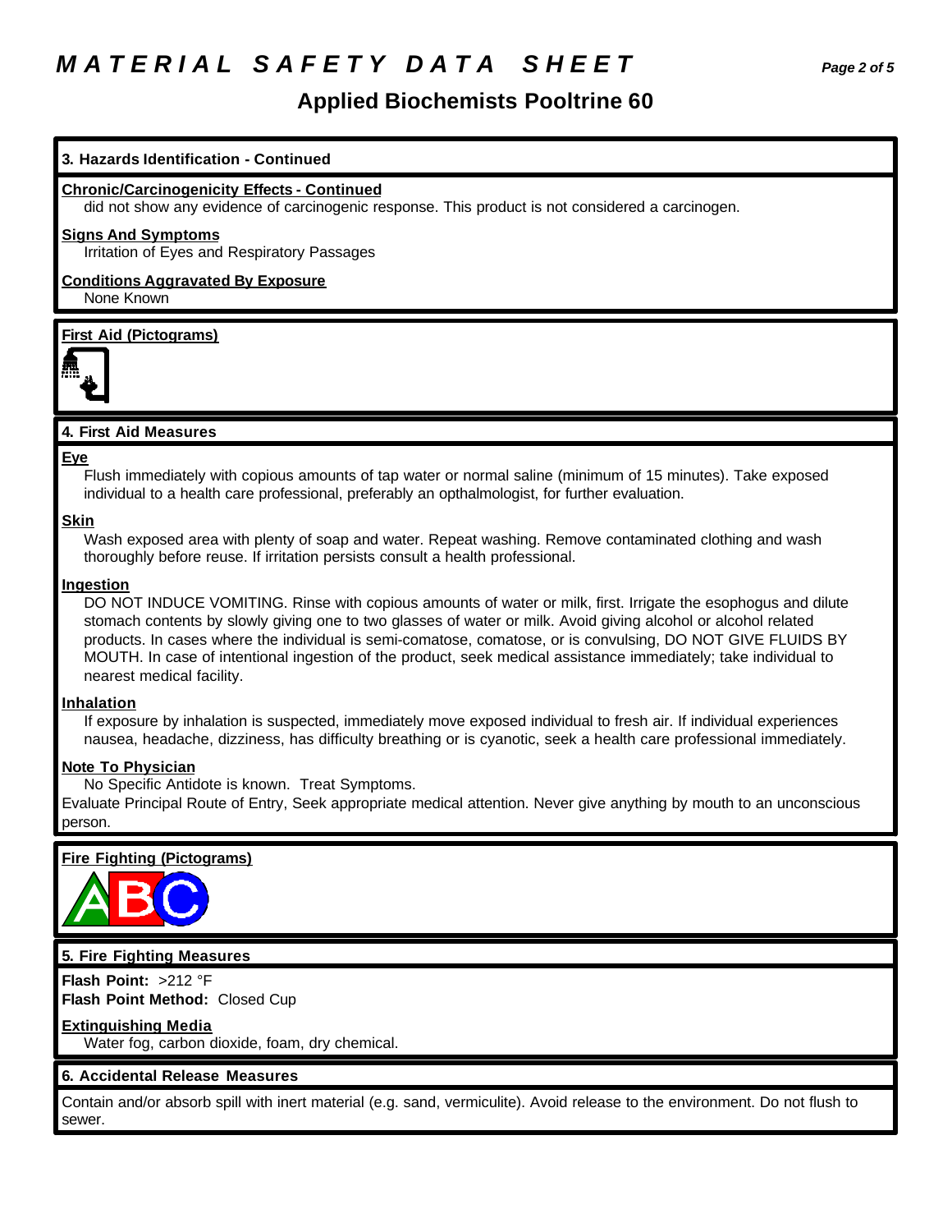# MATERIAL SAFETY DATA SHEET

## Applied Biochemists Pooltrine 60

### 3. Hazards Identification - Continued

**Chronic/Carcinogenicity Effects - Continued**

did not show any evidence of carcinogenic response. This product is not considered a carcinogen.

**Signs And Symptoms**

Irritation of Eyes and Respiratory Passages

**Conditions Aggravated By Exposure**

None Known

**First Aid (Pictograms)**

### 4. First Aid Measures

**Eye**

Flush immediately with copious amounts of tap water or normal saline (minimum of 15 minutes). Take exposed individual to a health care professional, preferably an opthalmologist, for further evaluation.

**Skin**

Wash exposed area with plenty of soap and water. Repeat washing. Remove contaminated clothing and wash thoroughly before reuse. If irritation persists consult a health professional.

**Ingestion**

DO NOT INDUCE VOMITING. Rinse with copious amounts of water or milk, first. Irrigate the esophogus and dilute stomach contents by slowly giving one to two glasses of water or milk. Avoid giving alcohol or alcohol related products. In cases where the individual is semi-comatose, comatose, or is convulsing, DO NOT GIVE FLUIDS BY MOUTH. In case of intentional ingestion of the product, seek medical assistance immediately; take individual to nearest medical facility.

**Inhalation**

If exposure by inhalation is suspected, immediately move exposed individual to fresh air. If individual experiences nausea, headache, dizziness, has difficulty breathing or is cyanotic, seek a health care professional immediately.

**Note To Physician**

No Specific Antidote is known. Treat Symptoms.

Evaluate Principal Route of Entry, Seek appropriate medical attention. Never give anything by mouth to an unconscious person.

**Fire Fighting (Pictograms)**

### 5. Fire Fighting Measures

**Flash Point:** >212 °F

**Flash Point Method:** Closed Cup

**Extinguishing Media**

Water fog, carbon dioxide, foam, dry chemical.

### 6. Accidental Release Measures

Contain and/or absorb spill with inert material (e.g. sand, vermiculite). Avoid release to the environment. Do not flush to sewer.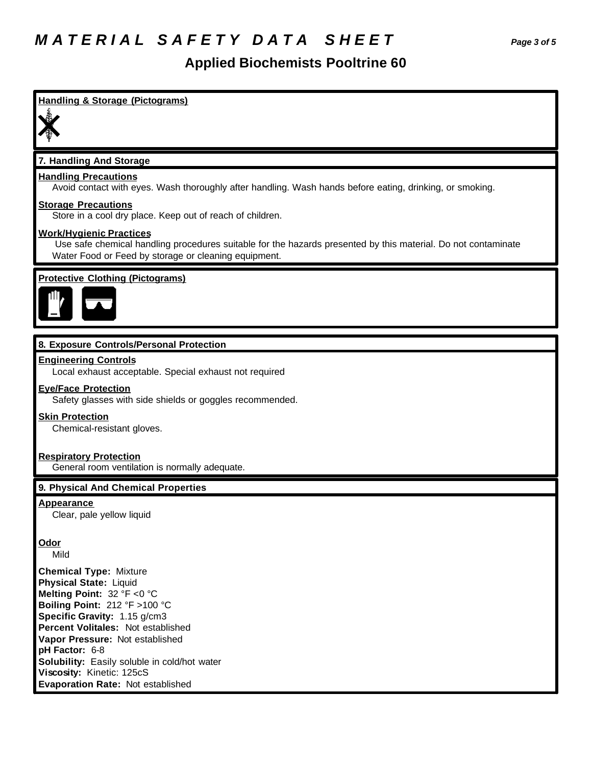## Handling & Storage (Pictograms)

## 7. Handling And Storage

**Handling Precautions**

Avoid contact with eyes. Wash thoroughly after handling. Wash hands before eating, drinking, or smoking.

**Storage Precautions**

Store in a cool dry place. Keep out of reach of children.

**Work/Hygienic Practices**

Use safe chemical handling procedures suitable for the hazards presented by this material. Do not contaminate Water Food or Feed by storage or cleaning equipment.

## Protective Clothing (Pictograms)

## 8. Exposure Controls/Personal Protection

**Engineering Controls**

Local exhaust acceptable. Special exhaust not required

**Eye/Face Protection**

Safety glasses with side shields or goggles recommended.

**Skin Protection**

Chemical-resistant gloves.

**Respiratory Protection**

General room ventilation is normally adequate.

## 9. Physical And Chemical Properties

**Appearance**

Clear, pale yellow liquid

**Odor**

Mild

**Chemical Type:** Mixture
**Physical State:** Liquid
**Melting Point:** 32 °F <0 °C
**Boiling Point:** 212 °F >100 °C
**Specific Gravity:** 1.15 g/cm3
**Percent Volitales:** Not established
**Vapor Pressure:** Not established
**pH Factor:** 6-8
**Solubility:** Easily soluble in cold/hot water
**Viscosity:** Kinetic: 125cS
**Evaporation Rate:** Not established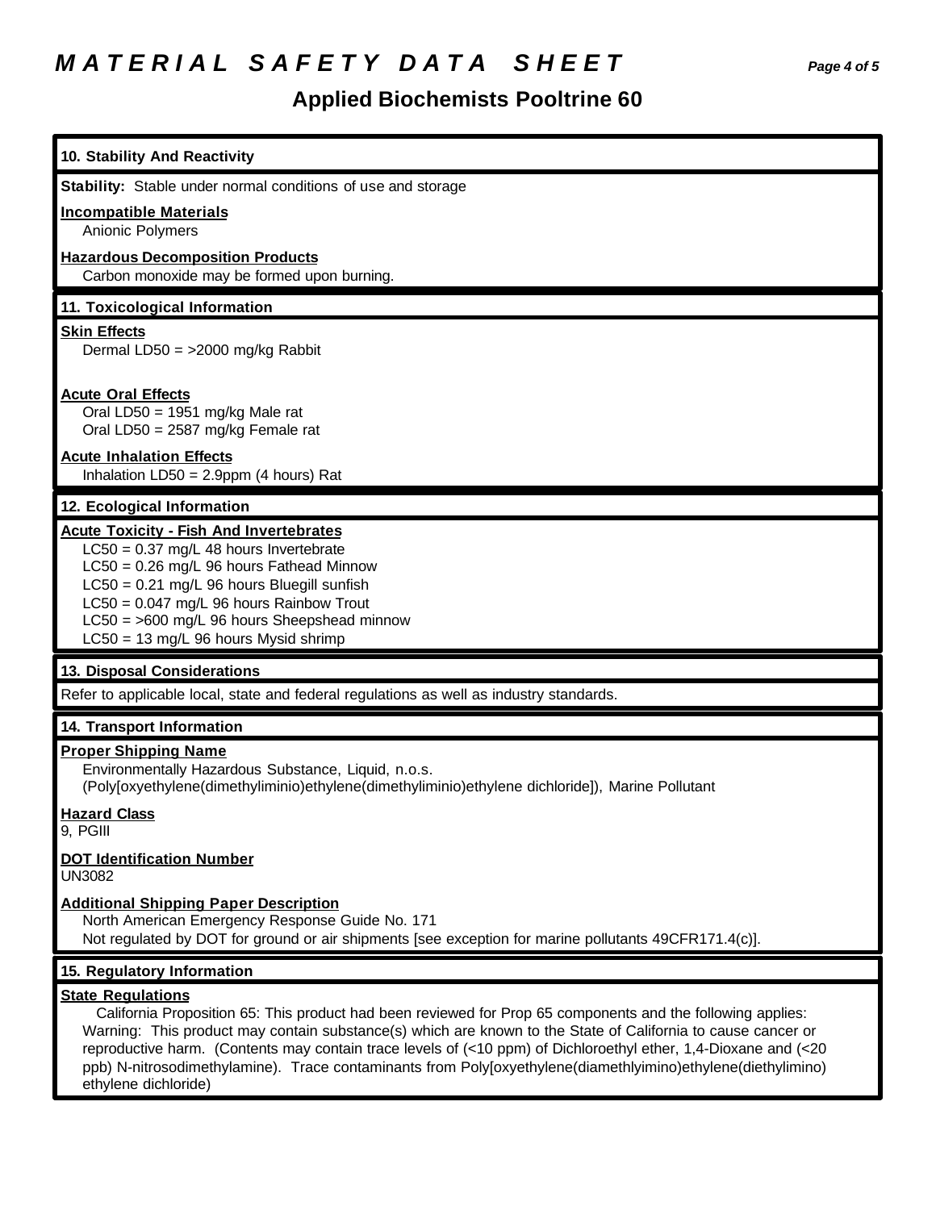## 10. Stability And Reactivity

**Stability:** Stable under normal conditions of use and storage

**Incompatible Materials**

Anionic Polymers

**Hazardous Decomposition Products**

Carbon monoxide may be formed upon burning.

## 11. Toxicological Information

**Skin Effects**

Dermal LD50 = >2000 mg/kg Rabbit

**Acute Oral Effects**

Oral LD50 = 1951 mg/kg Male rat
Oral LD50 = 2587 mg/kg Female rat

**Acute Inhalation Effects**

Inhalation LD50 = 2.9ppm (4 hours) Rat

## 12. Ecological Information

**Acute Toxicity - Fish And Invertebrates**

LC50 = 0.37 mg/L 48 hours Invertebrate
LC50 = 0.26 mg/L 96 hours Fathead Minnow
LC50 = 0.21 mg/L 96 hours Bluegill sunfish
LC50 = 0.047 mg/L 96 hours Rainbow Trout
LC50 = >600 mg/L 96 hours Sheepshead minnow
LC50 = 13 mg/L 96 hours Mysid shrimp

## 13. Disposal Considerations

Refer to applicable local, state and federal regulations as well as industry standards.

## 14. Transport Information

**Proper Shipping Name**

Environmentally Hazardous Substance, Liquid, n.o.s.
(Poly[oxyethylene(dimethyliminio)ethylene(dimethyliminio)ethylene dichloride]), Marine Pollutant

**Hazard Class**

9, PGIII

**DOT Identification Number**

UN3082

**Additional Shipping Paper Description**

North American Emergency Response Guide No. 171
Not regulated by DOT for ground or air shipments [see exception for marine pollutants 49CFR171.4(c)].

## 15. Regulatory Information

**State Regulations**

California Proposition 65: This product had been reviewed for Prop 65 components and the following applies: Warning: This product may contain substance(s) which are known to the State of California to cause cancer or reproductive harm. (Contents may contain trace levels of (<10 ppm) of Dichloroethyl ether, 1,4-Dioxane and (<20 ppb) N-nitrosodimethylamine). Trace contaminants from Poly[oxyethylene(diamethlyimino)ethylene(diethylimino) ethylene dichloride)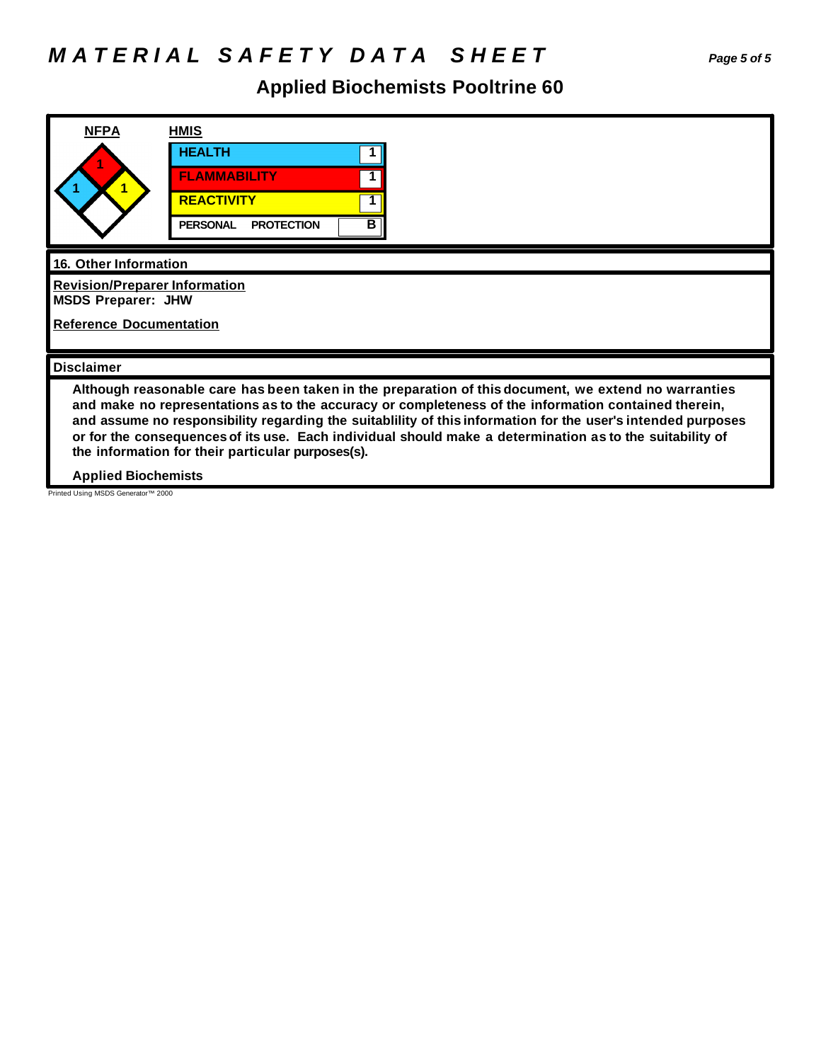# MATERIAL SAFETY DATA SHEET

## Applied Biochemists Pooltrine 60

**NFPA**

1
1 1

**HMIS**

| | |
|---|---|
| HEALTH | 1 |
| FLAMMABILITY | 1 |
| REACTIVITY | 1 |
| PERSONAL PROTECTION | B |

### 16. Other Information

**Revision/Preparer Information**
**MSDS Preparer: JHW**

**Reference Documentation**

### Disclaimer

**Although reasonable care has been taken in the preparation of this document, we extend no warranties and make no representations as to the accuracy or completeness of the information contained therein, and assume no responsibility regarding the suitablility of this information for the user's intended purposes or for the consequences of its use. Each individual should make a determination as to the suitability of the information for their particular purposes(s).**

**Applied Biochemists**

Printed Using MSDS Generator™ 2000